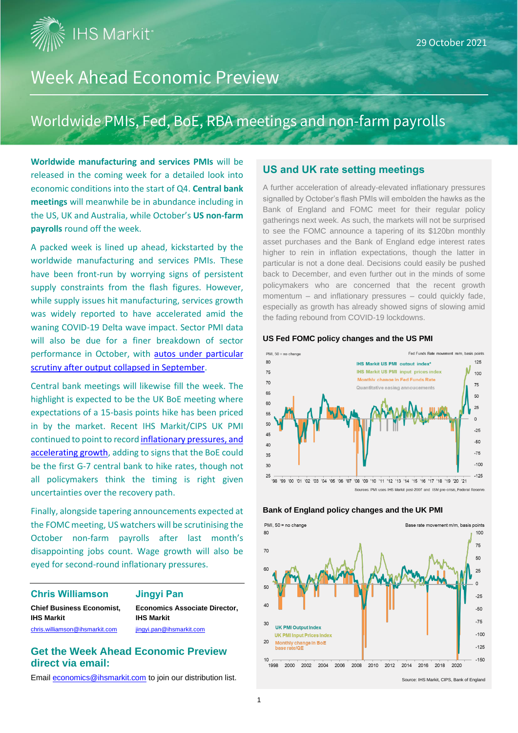IHS Markit

29 October 2021

# Week Ahead Economic Preview

## Worldwide PMIs, Fed, BoE, RBA meetings and non-farm payrolls

**Worldwide manufacturing and services PMIs** will be released in the coming week for a detailed look into economic conditions into the start of Q4. **Central bank meetings** will meanwhile be in abundance including in the US, UK and Australia, while October's **US non-farm payrolls** round off the week.

A packed week is lined up ahead, kickstarted by the worldwide manufacturing and services PMIs. These have been front-run by worrying signs of persistent supply constraints from the flash figures. However, while supply issues hit manufacturing, services growth was widely reported to have accelerated amid the waning COVID-19 Delta wave impact. Sector PMI data will also be due for a finer breakdown of sector performance in October, with autos under particular scrutiny after output collapsed in September.

Central bank meetings will likewise fill the week. The highlight is expected to be the UK BoE meeting where expectations of a 15-basis points hike has been priced in by the market. Recent IHS Markit/CIPS UK PMI continued to point to record inflationary pressures, and accelerating growth, adding to signs that the BoE could be the first G-7 central bank to hike rates, though not all policymakers think the timing is right given uncertainties over the recovery path.

Finally, alongside tapering announcements expected at the FOMC meeting, US watchers will be scrutinising the October non-farm payrolls after last month's disappointing jobs count. Wage growth will also be eyed for second-round inflationary pressures.

**Chris Williamson**
**Chief Business Economist, IHS Markit**
chris.williamson@ihsmarkit.com

**Jingyi Pan**
**Economics Associate Director, IHS Markit**
jingyi.pan@ihsmarkit.com

### Get the Week Ahead Economic Preview direct via email:

Email economics@ihsmarkit.com to join our distribution list.

### US and UK rate setting meetings

A further acceleration of already-elevated inflationary pressures signalled by October's flash PMIs will embolden the hawks as the Bank of England and FOMC meet for their regular policy gatherings next week. As such, the markets will not be surprised to see the FOMC announce a tapering of its $120bn monthly asset purchases and the Bank of England edge interest rates higher to rein in inflation expectations, though the latter in particular is not a done deal. Decisions could easily be pushed back to December, and even further out in the minds of some policymakers who are concerned that the recent growth momentum – and inflationary pressures – could quickly fade, especially as growth has already showed signs of slowing amid the fading rebound from COVID-19 lockdowns.

**US Fed FOMC policy changes and the US PMI**

Sources: PMI uses IHS Markit post-2007 and ISM pre-crisis, Federal Reserve

**Bank of England policy changes and the UK PMI**

Source: IHS Markit, CIPS, Bank of England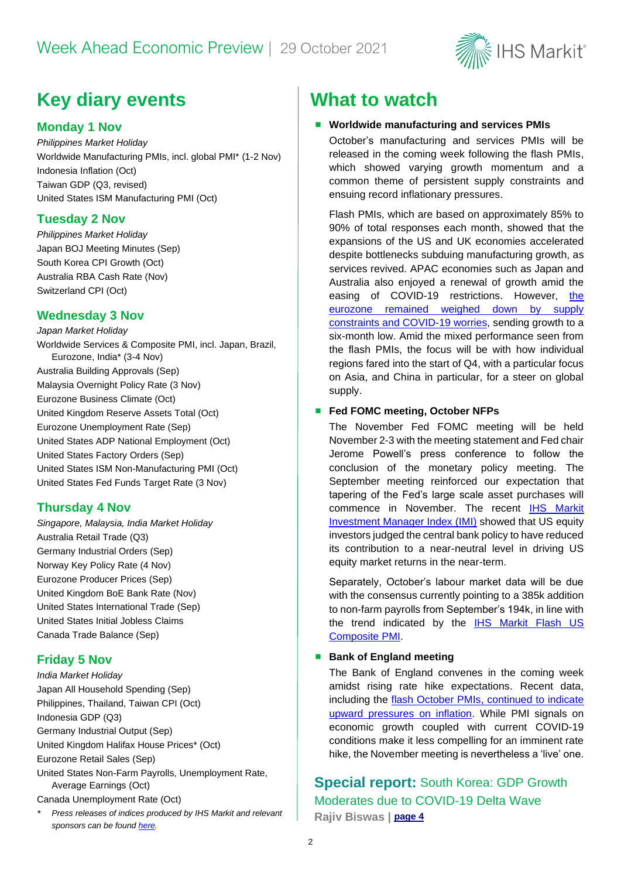# Key diary events

## Monday 1 Nov

*Philippines Market Holiday*
Worldwide Manufacturing PMIs, incl. global PMI* (1-2 Nov)
Indonesia Inflation (Oct)
Taiwan GDP (Q3, revised)
United States ISM Manufacturing PMI (Oct)

## Tuesday 2 Nov

*Philippines Market Holiday*
Japan BOJ Meeting Minutes (Sep)
South Korea CPI Growth (Oct)
Australia RBA Cash Rate (Nov)
Switzerland CPI (Oct)

## Wednesday 3 Nov

*Japan Market Holiday*
Worldwide Services & Composite PMI, incl. Japan, Brazil, Eurozone, India* (3-4 Nov)
Australia Building Approvals (Sep)
Malaysia Overnight Policy Rate (3 Nov)
Eurozone Business Climate (Oct)
United Kingdom Reserve Assets Total (Oct)
Eurozone Unemployment Rate (Sep)
United States ADP National Employment (Oct)
United States Factory Orders (Sep)
United States ISM Non-Manufacturing PMI (Oct)
United States Fed Funds Target Rate (3 Nov)

## Thursday 4 Nov

*Singapore, Malaysia, India Market Holiday*
Australia Retail Trade (Q3)
Germany Industrial Orders (Sep)
Norway Key Policy Rate (4 Nov)
Eurozone Producer Prices (Sep)
United Kingdom BoE Bank Rate (Nov)
United States International Trade (Sep)
United States Initial Jobless Claims
Canada Trade Balance (Sep)

## Friday 5 Nov

*India Market Holiday*
Japan All Household Spending (Sep)
Philippines, Thailand, Taiwan CPI (Oct)
Indonesia GDP (Q3)
Germany Industrial Output (Sep)
United Kingdom Halifax House Prices* (Oct)
Eurozone Retail Sales (Sep)
United States Non-Farm Payrolls, Unemployment Rate, Average Earnings (Oct)
Canada Unemployment Rate (Oct)

\* *Press releases of indices produced by IHS Markit and relevant sponsors can be found here.*

# What to watch

- **Worldwide manufacturing and services PMIs**

  October's manufacturing and services PMIs will be released in the coming week following the flash PMIs, which showed varying growth momentum and a common theme of persistent supply constraints and ensuing record inflationary pressures.

  Flash PMIs, which are based on approximately 85% to 90% of total responses each month, showed that the expansions of the US and UK economies accelerated despite bottlenecks subduing manufacturing growth, as services revived. APAC economies such as Japan and Australia also enjoyed a renewal of growth amid the easing of COVID-19 restrictions. However, the eurozone remained weighed down by supply constraints and COVID-19 worries, sending growth to a six-month low. Amid the mixed performance seen from the flash PMIs, the focus will be with how individual regions fared into the start of Q4, with a particular focus on Asia, and China in particular, for a steer on global supply.

- **Fed FOMC meeting, October NFPs**

  The November Fed FOMC meeting will be held November 2-3 with the meeting statement and Fed chair Jerome Powell's press conference to follow the conclusion of the monetary policy meeting. The September meeting reinforced our expectation that tapering of the Fed's large scale asset purchases will commence in November. The recent IHS Markit Investment Manager Index (IMI) showed that US equity investors judged the central bank policy to have reduced its contribution to a near-neutral level in driving US equity market returns in the near-term.

  Separately, October's labour market data will be due with the consensus currently pointing to a 385k addition to non-farm payrolls from September's 194k, in line with the trend indicated by the IHS Markit Flash US Composite PMI.

- **Bank of England meeting**

  The Bank of England convenes in the coming week amidst rising rate hike expectations. Recent data, including the flash October PMIs, continued to indicate upward pressures on inflation. While PMI signals on economic growth coupled with current COVID-19 conditions make it less compelling for an imminent rate hike, the November meeting is nevertheless a 'live' one.

## **Special report:** South Korea: GDP Growth Moderates due to COVID-19 Delta Wave

**Rajiv Biswas | page 4**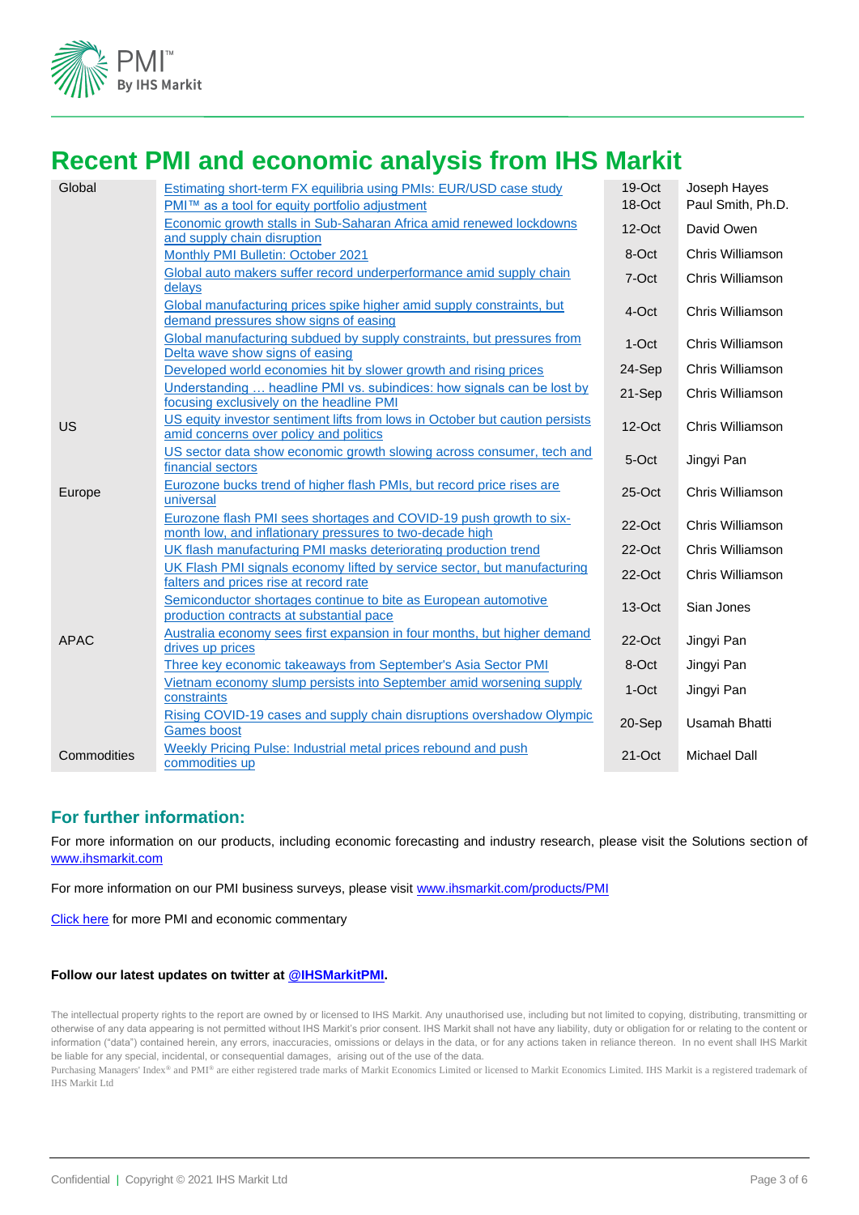# Recent PMI and economic analysis from IHS Markit

| | | | |
|---|---|---|---|
| Global | Estimating short-term FX equilibria using PMIs: EUR/USD case study | 19-Oct | Joseph Hayes |
| | PMI™ as a tool for equity portfolio adjustment | 18-Oct | Paul Smith, Ph.D. |
| | Economic growth stalls in Sub-Saharan Africa amid renewed lockdowns and supply chain disruption | 12-Oct | David Owen |
| | Monthly PMI Bulletin: October 2021 | 8-Oct | Chris Williamson |
| | Global auto makers suffer record underperformance amid supply chain delays | 7-Oct | Chris Williamson |
| | Global manufacturing prices spike higher amid supply constraints, but demand pressures show signs of easing | 4-Oct | Chris Williamson |
| | Global manufacturing subdued by supply constraints, but pressures from Delta wave show signs of easing | 1-Oct | Chris Williamson |
| | Developed world economies hit by slower growth and rising prices | 24-Sep | Chris Williamson |
| | Understanding … headline PMI vs. subindices: how signals can be lost by focusing exclusively on the headline PMI | 21-Sep | Chris Williamson |
| US | US equity investor sentiment lifts from lows in October but caution persists amid concerns over policy and politics | 12-Oct | Chris Williamson |
| | US sector data show economic growth slowing across consumer, tech and financial sectors | 5-Oct | Jingyi Pan |
| Europe | Eurozone bucks trend of higher flash PMIs, but record price rises are universal | 25-Oct | Chris Williamson |
| | Eurozone flash PMI sees shortages and COVID-19 push growth to six-month low, and inflationary pressures to two-decade high | 22-Oct | Chris Williamson |
| | UK flash manufacturing PMI masks deteriorating production trend | 22-Oct | Chris Williamson |
| | UK Flash PMI signals economy lifted by service sector, but manufacturing falters and prices rise at record rate | 22-Oct | Chris Williamson |
| | Semiconductor shortages continue to bite as European automotive production contracts at substantial pace | 13-Oct | Sian Jones |
| APAC | Australia economy sees first expansion in four months, but higher demand drives up prices | 22-Oct | Jingyi Pan |
| | Three key economic takeaways from September's Asia Sector PMI | 8-Oct | Jingyi Pan |
| | Vietnam economy slump persists into September amid worsening supply constraints | 1-Oct | Jingyi Pan |
| | Rising COVID-19 cases and supply chain disruptions overshadow Olympic Games boost | 20-Sep | Usamah Bhatti |
| Commodities | Weekly Pricing Pulse: Industrial metal prices rebound and push commodities up | 21-Oct | Michael Dall |

## For further information:

For more information on our products, including economic forecasting and industry research, please visit the Solutions section of www.ihsmarkit.com

For more information on our PMI business surveys, please visit www.ihsmarkit.com/products/PMI

Click here for more PMI and economic commentary

**Follow our latest updates on twitter at @IHSMarkitPMI.**

The intellectual property rights to the report are owned by or licensed to IHS Markit. Any unauthorised use, including but not limited to copying, distributing, transmitting or otherwise of any data appearing is not permitted without IHS Markit's prior consent. IHS Markit shall not have any liability, duty or obligation for or relating to the content or information ("data") contained herein, any errors, inaccuracies, omissions or delays in the data, or for any actions taken in reliance thereon. In no event shall IHS Markit be liable for any special, incidental, or consequential damages, arising out of the use of the data.

Purchasing Managers' Index® and PMI® are either registered trade marks of Markit Economics Limited or licensed to Markit Economics Limited. IHS Markit is a registered trademark of IHS Markit Ltd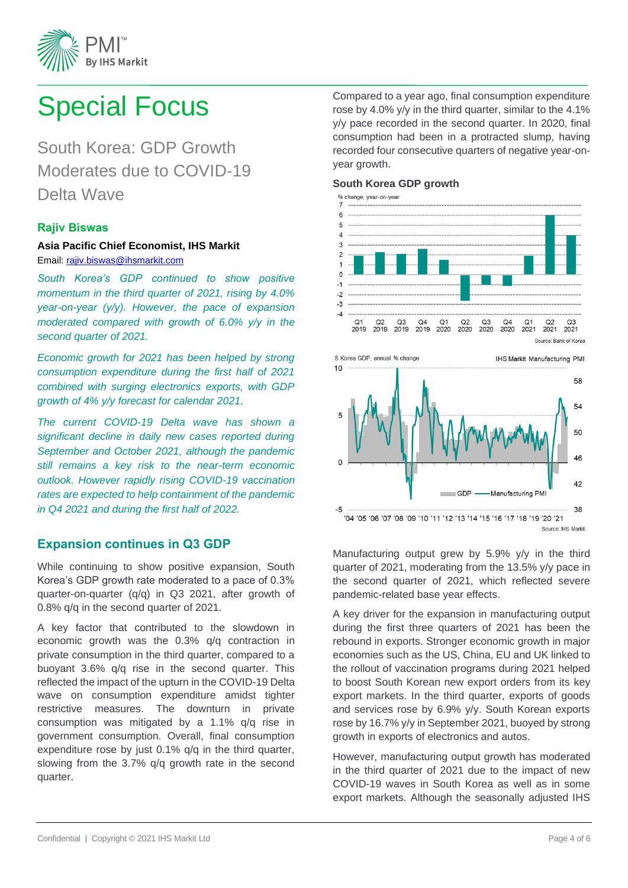# Special Focus

## South Korea: GDP Growth Moderates due to COVID-19 Delta Wave

### Rajiv Biswas

**Asia Pacific Chief Economist, IHS Markit**

Email: rajiv.biswas@ihsmarkit.com

*South Korea's GDP continued to show positive momentum in the third quarter of 2021, rising by 4.0% year-on-year (y/y). However, the pace of expansion moderated compared with growth of 6.0% y/y in the second quarter of 2021.*

*Economic growth for 2021 has been helped by strong consumption expenditure during the first half of 2021 combined with surging electronics exports, with GDP growth of 4% y/y forecast for calendar 2021.*

*The current COVID-19 Delta wave has shown a significant decline in daily new cases reported during September and October 2021, although the pandemic still remains a key risk to the near-term economic outlook. However rapidly rising COVID-19 vaccination rates are expected to help containment of the pandemic in Q4 2021 and during the first half of 2022.*

## Expansion continues in Q3 GDP

While continuing to show positive expansion, South Korea's GDP growth rate moderated to a pace of 0.3% quarter-on-quarter (q/q) in Q3 2021, after growth of 0.8% q/q in the second quarter of 2021.

A key factor that contributed to the slowdown in economic growth was the 0.3% q/q contraction in private consumption in the third quarter, compared to a buoyant 3.6% q/q rise in the second quarter. This reflected the impact of the upturn in the COVID-19 Delta wave on consumption expenditure amidst tighter restrictive measures. The downturn in private consumption was mitigated by a 1.1% q/q rise in government consumption. Overall, final consumption expenditure rose by just 0.1% q/q in the third quarter, slowing from the 3.7% q/q growth rate in the second quarter.

Compared to a year ago, final consumption expenditure rose by 4.0% y/y in the third quarter, similar to the 4.1% y/y pace recorded in the second quarter. In 2020, final consumption had been in a protracted slump, having recorded four consecutive quarters of negative year-on-year growth.

**South Korea GDP growth**

Source: Bank of Korea

Source: IHS Markit.

Manufacturing output grew by 5.9% y/y in the third quarter of 2021, moderating from the 13.5% y/y pace in the second quarter of 2021, which reflected severe pandemic-related base year effects.

A key driver for the expansion in manufacturing output during the first three quarters of 2021 has been the rebound in exports. Stronger economic growth in major economies such as the US, China, EU and UK linked to the rollout of vaccination programs during 2021 helped to boost South Korean new export orders from its key export markets. In the third quarter, exports of goods and services rose by 6.9% y/y. South Korean exports rose by 16.7% y/y in September 2021, buoyed by strong growth in exports of electronics and autos.

However, manufacturing output growth has moderated in the third quarter of 2021 due to the impact of new COVID-19 waves in South Korea as well as in some export markets. Although the seasonally adjusted IHS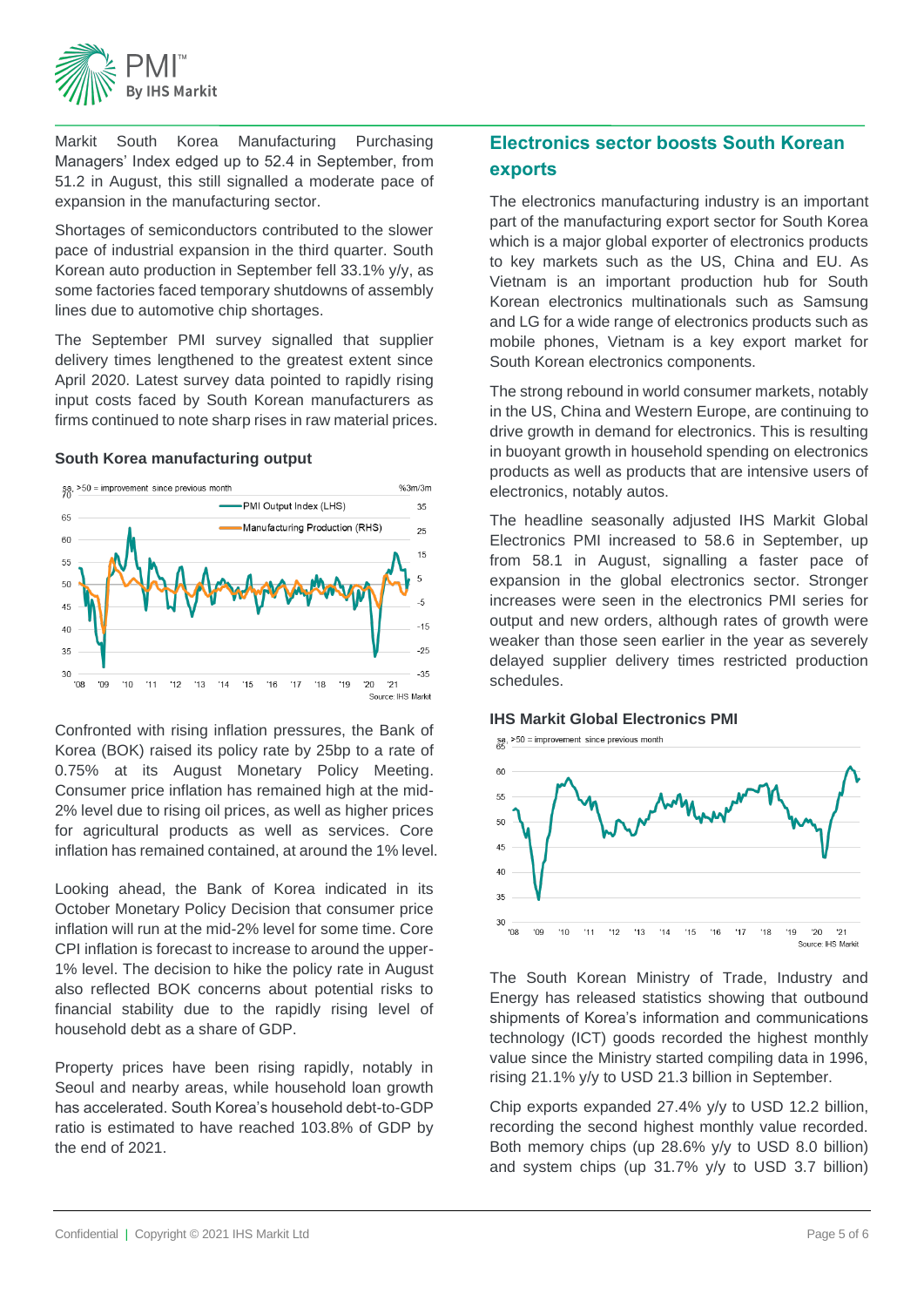Markit South Korea Manufacturing Purchasing Managers' Index edged up to 52.4 in September, from 51.2 in August, this still signalled a moderate pace of expansion in the manufacturing sector.

Shortages of semiconductors contributed to the slower pace of industrial expansion in the third quarter. South Korean auto production in September fell 33.1% y/y, as some factories faced temporary shutdowns of assembly lines due to automotive chip shortages.

The September PMI survey signalled that supplier delivery times lengthened to the greatest extent since April 2020. Latest survey data pointed to rapidly rising input costs faced by South Korean manufacturers as firms continued to note sharp rises in raw material prices.

**South Korea manufacturing output**

Confronted with rising inflation pressures, the Bank of Korea (BOK) raised its policy rate by 25bp to a rate of 0.75% at its August Monetary Policy Meeting. Consumer price inflation has remained high at the mid-2% level due to rising oil prices, as well as higher prices for agricultural products as well as services. Core inflation has remained contained, at around the 1% level.

Looking ahead, the Bank of Korea indicated in its October Monetary Policy Decision that consumer price inflation will run at the mid-2% level for some time. Core CPI inflation is forecast to increase to around the upper-1% level. The decision to hike the policy rate in August also reflected BOK concerns about potential risks to financial stability due to the rapidly rising level of household debt as a share of GDP.

Property prices have been rising rapidly, notably in Seoul and nearby areas, while household loan growth has accelerated. South Korea's household debt-to-GDP ratio is estimated to have reached 103.8% of GDP by the end of 2021.

## Electronics sector boosts South Korean exports

The electronics manufacturing industry is an important part of the manufacturing export sector for South Korea which is a major global exporter of electronics products to key markets such as the US, China and EU. As Vietnam is an important production hub for South Korean electronics multinationals such as Samsung and LG for a wide range of electronics products such as mobile phones, Vietnam is a key export market for South Korean electronics components.

The strong rebound in world consumer markets, notably in the US, China and Western Europe, are continuing to drive growth in demand for electronics. This is resulting in buoyant growth in household spending on electronics products as well as products that are intensive users of electronics, notably autos.

The headline seasonally adjusted IHS Markit Global Electronics PMI increased to 58.6 in September, up from 58.1 in August, signalling a faster pace of expansion in the global electronics sector. Stronger increases were seen in the electronics PMI series for output and new orders, although rates of growth were weaker than those seen earlier in the year as severely delayed supplier delivery times restricted production schedules.

**IHS Markit Global Electronics PMI**

The South Korean Ministry of Trade, Industry and Energy has released statistics showing that outbound shipments of Korea's information and communications technology (ICT) goods recorded the highest monthly value since the Ministry started compiling data in 1996, rising 21.1% y/y to USD 21.3 billion in September.

Chip exports expanded 27.4% y/y to USD 12.2 billion, recording the second highest monthly value recorded. Both memory chips (up 28.6% y/y to USD 8.0 billion) and system chips (up 31.7% y/y to USD 3.7 billion)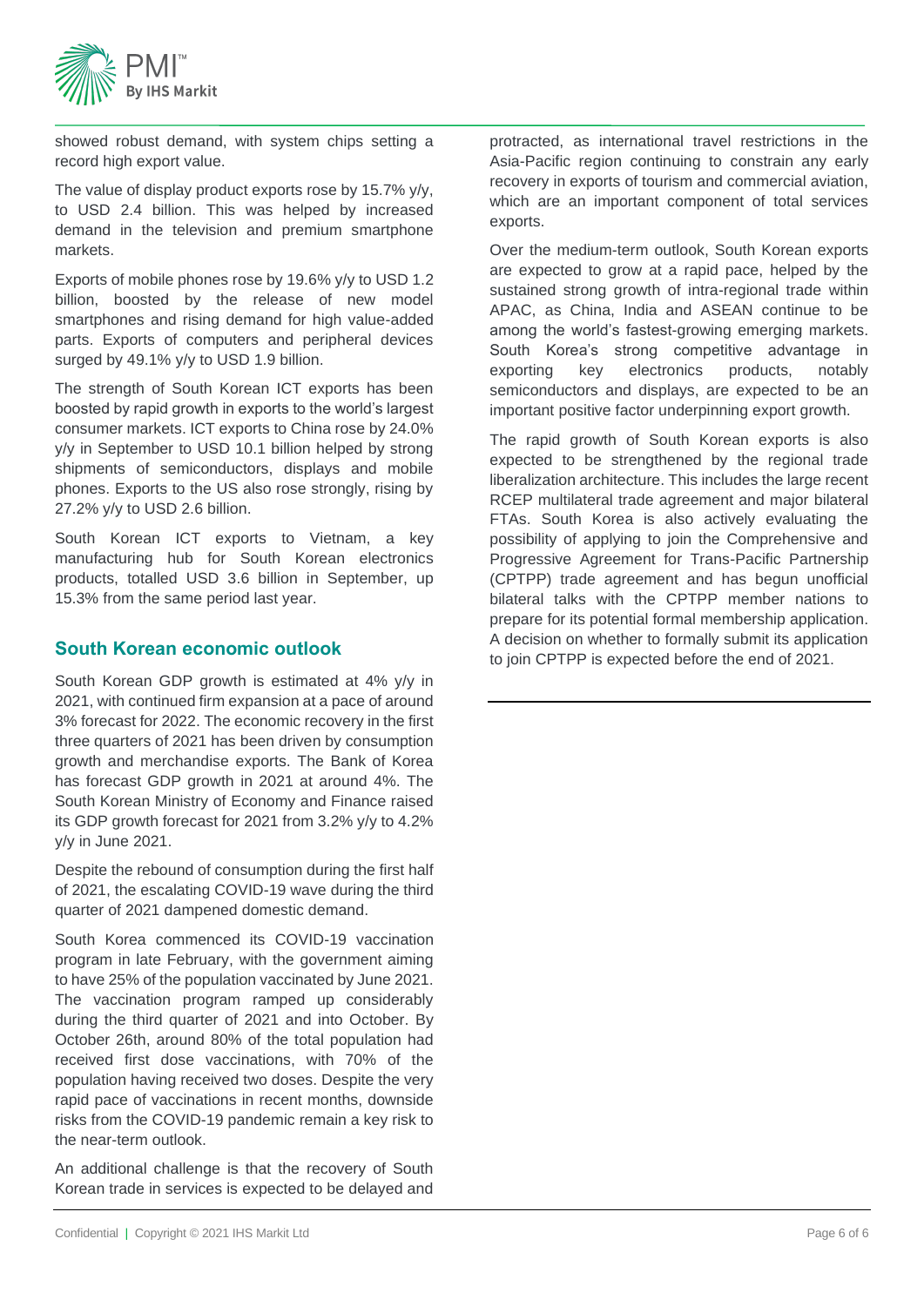showed robust demand, with system chips setting a record high export value.

The value of display product exports rose by 15.7% y/y, to USD 2.4 billion. This was helped by increased demand in the television and premium smartphone markets.

Exports of mobile phones rose by 19.6% y/y to USD 1.2 billion, boosted by the release of new model smartphones and rising demand for high value-added parts. Exports of computers and peripheral devices surged by 49.1% y/y to USD 1.9 billion.

The strength of South Korean ICT exports has been boosted by rapid growth in exports to the world's largest consumer markets. ICT exports to China rose by 24.0% y/y in September to USD 10.1 billion helped by strong shipments of semiconductors, displays and mobile phones. Exports to the US also rose strongly, rising by 27.2% y/y to USD 2.6 billion.

South Korean ICT exports to Vietnam, a key manufacturing hub for South Korean electronics products, totalled USD 3.6 billion in September, up 15.3% from the same period last year.

## South Korean economic outlook

South Korean GDP growth is estimated at 4% y/y in 2021, with continued firm expansion at a pace of around 3% forecast for 2022. The economic recovery in the first three quarters of 2021 has been driven by consumption growth and merchandise exports. The Bank of Korea has forecast GDP growth in 2021 at around 4%. The South Korean Ministry of Economy and Finance raised its GDP growth forecast for 2021 from 3.2% y/y to 4.2% y/y in June 2021.

Despite the rebound of consumption during the first half of 2021, the escalating COVID-19 wave during the third quarter of 2021 dampened domestic demand.

South Korea commenced its COVID-19 vaccination program in late February, with the government aiming to have 25% of the population vaccinated by June 2021. The vaccination program ramped up considerably during the third quarter of 2021 and into October. By October 26th, around 80% of the total population had received first dose vaccinations, with 70% of the population having received two doses. Despite the very rapid pace of vaccinations in recent months, downside risks from the COVID-19 pandemic remain a key risk to the near-term outlook.

An additional challenge is that the recovery of South Korean trade in services is expected to be delayed and protracted, as international travel restrictions in the Asia-Pacific region continuing to constrain any early recovery in exports of tourism and commercial aviation, which are an important component of total services exports.

Over the medium-term outlook, South Korean exports are expected to grow at a rapid pace, helped by the sustained strong growth of intra-regional trade within APAC, as China, India and ASEAN continue to be among the world's fastest-growing emerging markets. South Korea's strong competitive advantage in exporting key electronics products, notably semiconductors and displays, are expected to be an important positive factor underpinning export growth.

The rapid growth of South Korean exports is also expected to be strengthened by the regional trade liberalization architecture. This includes the large recent RCEP multilateral trade agreement and major bilateral FTAs. South Korea is also actively evaluating the possibility of applying to join the Comprehensive and Progressive Agreement for Trans-Pacific Partnership (CPTPP) trade agreement and has begun unofficial bilateral talks with the CPTPP member nations to prepare for its potential formal membership application. A decision on whether to formally submit its application to join CPTPP is expected before the end of 2021.